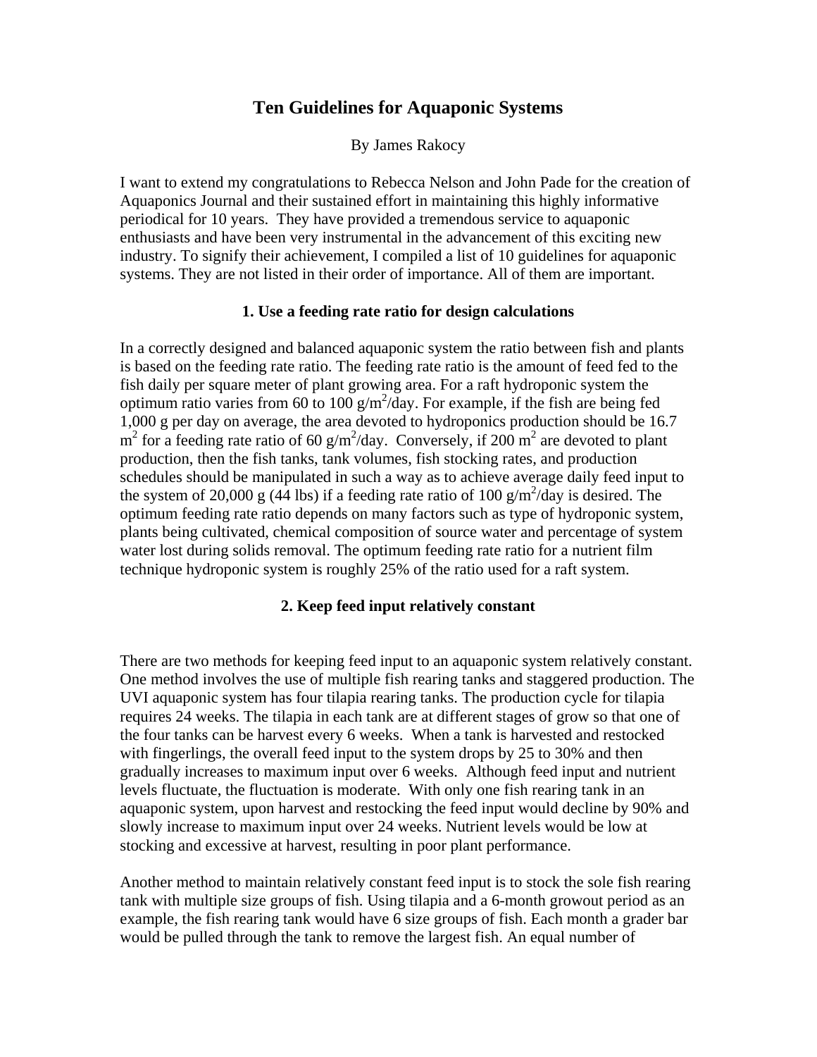# Ten Guidelines for Aquaponic Systems

By James Rakocy

I want to extend my congratulations to Rebecca Nelson and John Pade for the creation of Aquaponics Journal and their sustained effort in maintaining this highly informative periodical for 10 years. They have provided a tremendous service to aquaponic enthusiasts and have been very instrumental in the advancement of this exciting new industry. To signify their achievement, I compiled a list of 10 guidelines for aquaponic systems. They are not listed in their order of importance. All of them are important.

### 1. Use a feeding rate ratio for design calculations

In a correctly designed and balanced aquaponic system the ratio between fish and plants is based on the feeding rate ratio. The feeding rate ratio is the amount of feed fed to the fish daily per square meter of plant growing area. For a raft hydroponic system the optimum ratio varies from 60 to 100 $g/m^2/day$. For example, if the fish are being fed 1,000 g per day on average, the area devoted to hydroponics production should be 16.7 $m^2$ for a feeding rate ratio of 60 $g/m^2/day$. Conversely, if 200 $m^2$ are devoted to plant production, then the fish tanks, tank volumes, fish stocking rates, and production schedules should be manipulated in such a way as to achieve average daily feed input to the system of 20,000 g (44 lbs) if a feeding rate ratio of 100 $g/m^2/day$ is desired. The optimum feeding rate ratio depends on many factors such as type of hydroponic system, plants being cultivated, chemical composition of source water and percentage of system water lost during solids removal. The optimum feeding rate ratio for a nutrient film technique hydroponic system is roughly 25% of the ratio used for a raft system.

### 2. Keep feed input relatively constant

There are two methods for keeping feed input to an aquaponic system relatively constant. One method involves the use of multiple fish rearing tanks and staggered production. The UVI aquaponic system has four tilapia rearing tanks. The production cycle for tilapia requires 24 weeks. The tilapia in each tank are at different stages of grow so that one of the four tanks can be harvest every 6 weeks. When a tank is harvested and restocked with fingerlings, the overall feed input to the system drops by 25 to 30% and then gradually increases to maximum input over 6 weeks. Although feed input and nutrient levels fluctuate, the fluctuation is moderate. With only one fish rearing tank in an aquaponic system, upon harvest and restocking the feed input would decline by 90% and slowly increase to maximum input over 24 weeks. Nutrient levels would be low at stocking and excessive at harvest, resulting in poor plant performance.

Another method to maintain relatively constant feed input is to stock the sole fish rearing tank with multiple size groups of fish. Using tilapia and a 6-month growout period as an example, the fish rearing tank would have 6 size groups of fish. Each month a grader bar would be pulled through the tank to remove the largest fish. An equal number of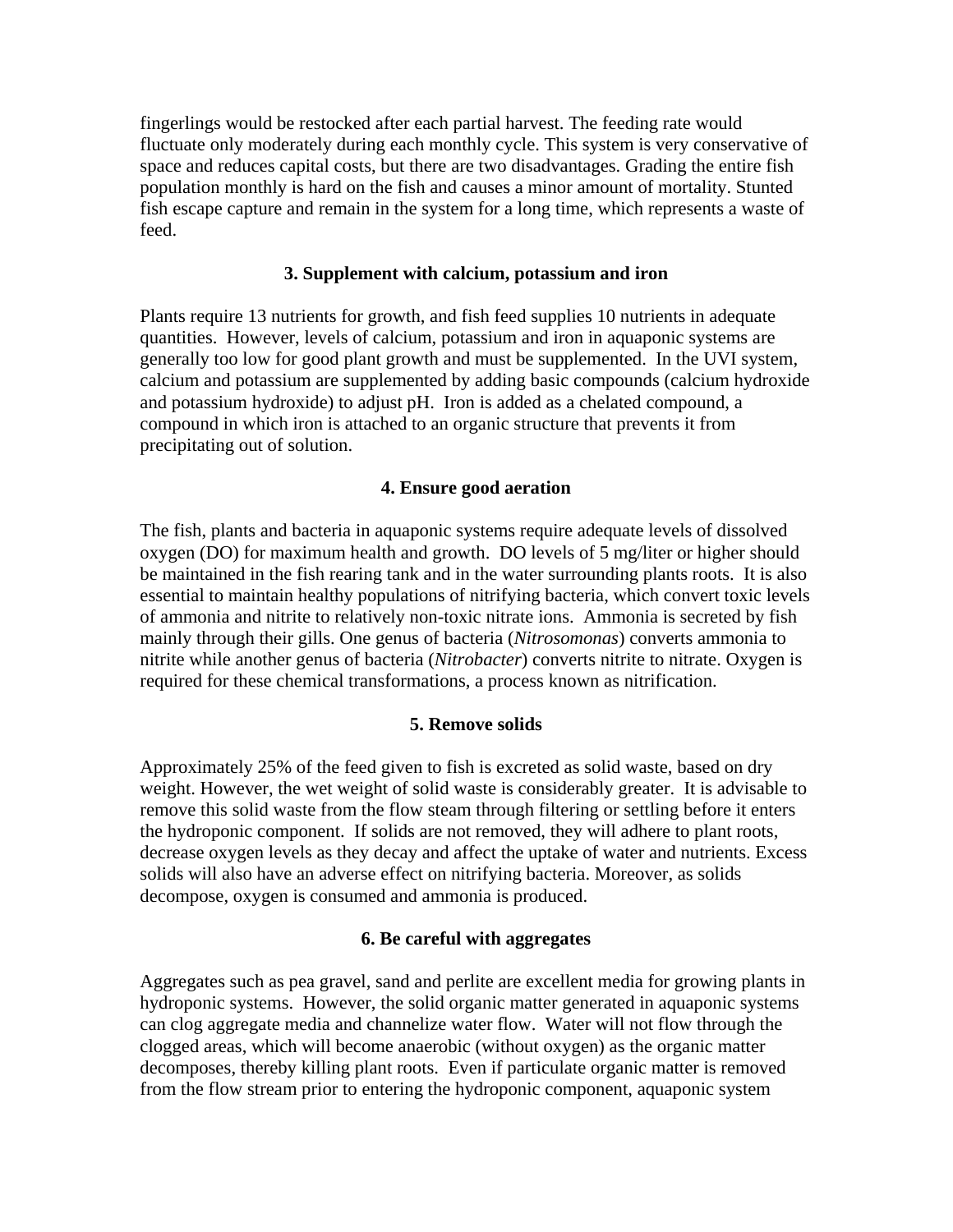fingerlings would be restocked after each partial harvest. The feeding rate would fluctuate only moderately during each monthly cycle. This system is very conservative of space and reduces capital costs, but there are two disadvantages. Grading the entire fish population monthly is hard on the fish and causes a minor amount of mortality. Stunted fish escape capture and remain in the system for a long time, which represents a waste of feed.

### 3. Supplement with calcium, potassium and iron

Plants require 13 nutrients for growth, and fish feed supplies 10 nutrients in adequate quantities. However, levels of calcium, potassium and iron in aquaponic systems are generally too low for good plant growth and must be supplemented. In the UVI system, calcium and potassium are supplemented by adding basic compounds (calcium hydroxide and potassium hydroxide) to adjust pH. Iron is added as a chelated compound, a compound in which iron is attached to an organic structure that prevents it from precipitating out of solution.

### 4. Ensure good aeration

The fish, plants and bacteria in aquaponic systems require adequate levels of dissolved oxygen (DO) for maximum health and growth. DO levels of 5 mg/liter or higher should be maintained in the fish rearing tank and in the water surrounding plants roots. It is also essential to maintain healthy populations of nitrifying bacteria, which convert toxic levels of ammonia and nitrite to relatively non-toxic nitrate ions. Ammonia is secreted by fish mainly through their gills. One genus of bacteria (*Nitrosomonas*) converts ammonia to nitrite while another genus of bacteria (*Nitrobacter*) converts nitrite to nitrate. Oxygen is required for these chemical transformations, a process known as nitrification.

### 5. Remove solids

Approximately 25% of the feed given to fish is excreted as solid waste, based on dry weight. However, the wet weight of solid waste is considerably greater. It is advisable to remove this solid waste from the flow steam through filtering or settling before it enters the hydroponic component. If solids are not removed, they will adhere to plant roots, decrease oxygen levels as they decay and affect the uptake of water and nutrients. Excess solids will also have an adverse effect on nitrifying bacteria. Moreover, as solids decompose, oxygen is consumed and ammonia is produced.

### 6. Be careful with aggregates

Aggregates such as pea gravel, sand and perlite are excellent media for growing plants in hydroponic systems. However, the solid organic matter generated in aquaponic systems can clog aggregate media and channelize water flow. Water will not flow through the clogged areas, which will become anaerobic (without oxygen) as the organic matter decomposes, thereby killing plant roots. Even if particulate organic matter is removed from the flow stream prior to entering the hydroponic component, aquaponic system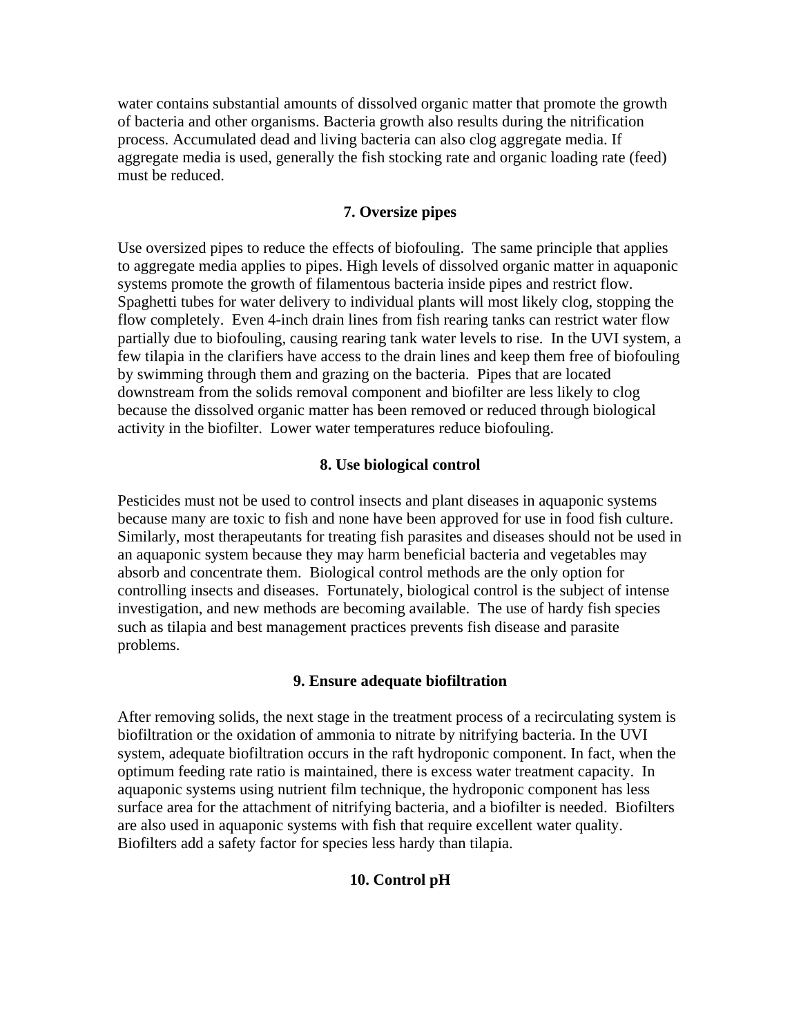water contains substantial amounts of dissolved organic matter that promote the growth of bacteria and other organisms. Bacteria growth also results during the nitrification process. Accumulated dead and living bacteria can also clog aggregate media. If aggregate media is used, generally the fish stocking rate and organic loading rate (feed) must be reduced.

## 7. Oversize pipes

Use oversized pipes to reduce the effects of biofouling. The same principle that applies to aggregate media applies to pipes. High levels of dissolved organic matter in aquaponic systems promote the growth of filamentous bacteria inside pipes and restrict flow. Spaghetti tubes for water delivery to individual plants will most likely clog, stopping the flow completely. Even 4-inch drain lines from fish rearing tanks can restrict water flow partially due to biofouling, causing rearing tank water levels to rise. In the UVI system, a few tilapia in the clarifiers have access to the drain lines and keep them free of biofouling by swimming through them and grazing on the bacteria. Pipes that are located downstream from the solids removal component and biofilter are less likely to clog because the dissolved organic matter has been removed or reduced through biological activity in the biofilter. Lower water temperatures reduce biofouling.

## 8. Use biological control

Pesticides must not be used to control insects and plant diseases in aquaponic systems because many are toxic to fish and none have been approved for use in food fish culture. Similarly, most therapeutants for treating fish parasites and diseases should not be used in an aquaponic system because they may harm beneficial bacteria and vegetables may absorb and concentrate them. Biological control methods are the only option for controlling insects and diseases. Fortunately, biological control is the subject of intense investigation, and new methods are becoming available. The use of hardy fish species such as tilapia and best management practices prevents fish disease and parasite problems.

## 9. Ensure adequate biofiltration

After removing solids, the next stage in the treatment process of a recirculating system is biofiltration or the oxidation of ammonia to nitrate by nitrifying bacteria. In the UVI system, adequate biofiltration occurs in the raft hydroponic component. In fact, when the optimum feeding rate ratio is maintained, there is excess water treatment capacity. In aquaponic systems using nutrient film technique, the hydroponic component has less surface area for the attachment of nitrifying bacteria, and a biofilter is needed. Biofilters are also used in aquaponic systems with fish that require excellent water quality. Biofilters add a safety factor for species less hardy than tilapia.

## 10. Control pH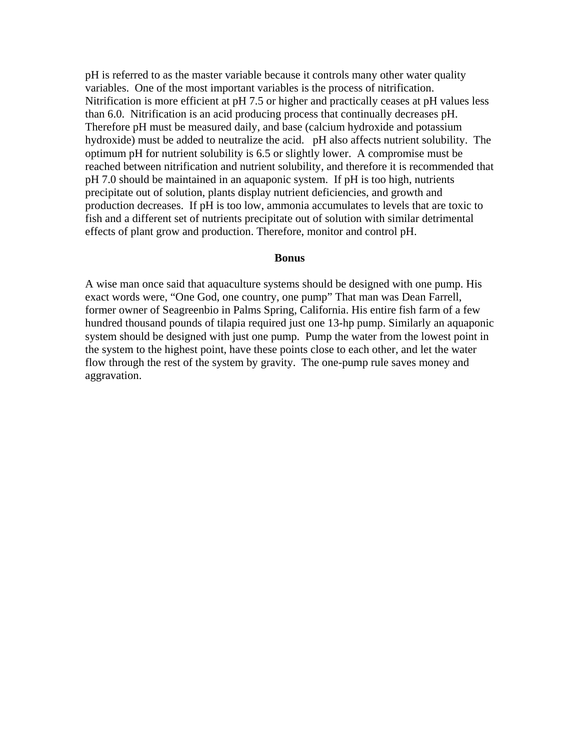pH is referred to as the master variable because it controls many other water quality variables. One of the most important variables is the process of nitrification. Nitrification is more efficient at pH 7.5 or higher and practically ceases at pH values less than 6.0. Nitrification is an acid producing process that continually decreases pH. Therefore pH must be measured daily, and base (calcium hydroxide and potassium hydroxide) must be added to neutralize the acid. pH also affects nutrient solubility. The optimum pH for nutrient solubility is 6.5 or slightly lower. A compromise must be reached between nitrification and nutrient solubility, and therefore it is recommended that pH 7.0 should be maintained in an aquaponic system. If pH is too high, nutrients precipitate out of solution, plants display nutrient deficiencies, and growth and production decreases. If pH is too low, ammonia accumulates to levels that are toxic to fish and a different set of nutrients precipitate out of solution with similar detrimental effects of plant grow and production. Therefore, monitor and control pH.

**Bonus**

A wise man once said that aquaculture systems should be designed with one pump. His exact words were, "One God, one country, one pump" That man was Dean Farrell, former owner of Seagreenbio in Palms Spring, California. His entire fish farm of a few hundred thousand pounds of tilapia required just one 13-hp pump. Similarly an aquaponic system should be designed with just one pump. Pump the water from the lowest point in the system to the highest point, have these points close to each other, and let the water flow through the rest of the system by gravity. The one-pump rule saves money and aggravation.